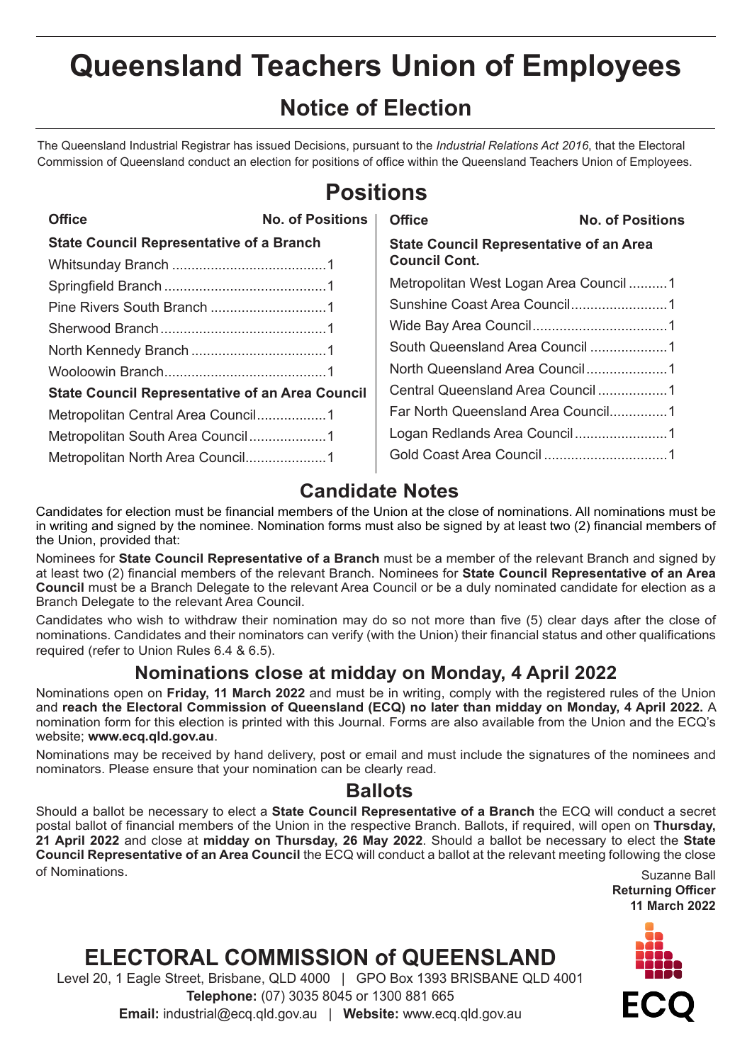# Queensland Teachers Union of Employees

## Notice of Election

The Queensland Industrial Registrar has issued Decisions, pursuant to the *Industrial Relations Act 2016*, that the Electoral Commission of Queensland conduct an election for positions of office within the Queensland Teachers Union of Employees.

## Positions

| Office | No. of Positions |
|---|---|
| **State Council Representative of a Branch** | |
| Whitsunday Branch | 1 |
| Springfield Branch | 1 |
| Pine Rivers South Branch | 1 |
| Sherwood Branch | 1 |
| North Kennedy Branch | 1 |
| Wooloowin Branch | 1 |
| **State Council Representative of an Area Council** | |
| Metropolitan Central Area Council | 1 |
| Metropolitan South Area Council | 1 |
| Metropolitan North Area Council | 1 |
| Metropolitan West Logan Area Council | 1 |
| Sunshine Coast Area Council | 1 |
| Wide Bay Area Council | 1 |
| South Queensland Area Council | 1 |
| North Queensland Area Council | 1 |
| Central Queensland Area Council | 1 |
| Far North Queensland Area Council | 1 |
| Logan Redlands Area Council | 1 |
| Gold Coast Area Council | 1 |

## Candidate Notes

Candidates for election must be financial members of the Union at the close of nominations. All nominations must be in writing and signed by the nominee. Nomination forms must also be signed by at least two (2) financial members of the Union, provided that:

Nominees for **State Council Representative of a Branch** must be a member of the relevant Branch and signed by at least two (2) financial members of the relevant Branch. Nominees for **State Council Representative of an Area Council** must be a Branch Delegate to the relevant Area Council or be a duly nominated candidate for election as a Branch Delegate to the relevant Area Council.

Candidates who wish to withdraw their nomination may do so not more than five (5) clear days after the close of nominations. Candidates and their nominators can verify (with the Union) their financial status and other qualifications required (refer to Union Rules 6.4 & 6.5).

### Nominations close at midday on Monday, 4 April 2022

Nominations open on **Friday, 11 March 2022** and must be in writing, comply with the registered rules of the Union and **reach the Electoral Commission of Queensland (ECQ) no later than midday on Monday, 4 April 2022.** A nomination form for this election is printed with this Journal. Forms are also available from the Union and the ECQ's website; **www.ecq.qld.gov.au**.

Nominations may be received by hand delivery, post or email and must include the signatures of the nominees and nominators. Please ensure that your nomination can be clearly read.

## Ballots

Should a ballot be necessary to elect a **State Council Representative of a Branch** the ECQ will conduct a secret postal ballot of financial members of the Union in the respective Branch. Ballots, if required, will open on **Thursday, 21 April 2022** and close at **midday on Thursday, 26 May 2022**. Should a ballot be necessary to elect the **State Council Representative of an Area Council** the ECQ will conduct a ballot at the relevant meeting following the close of Nominations.

Suzanne Ball
**Returning Officer**
**11 March 2022**

## ELECTORAL COMMISSION of QUEENSLAND

Level 20, 1 Eagle Street, Brisbane, QLD 4000 | GPO Box 1393 BRISBANE QLD 4001
**Telephone:** (07) 3035 8045 or 1300 881 665
**Email:** industrial@ecq.qld.gov.au | **Website:** www.ecq.qld.gov.au

ECQ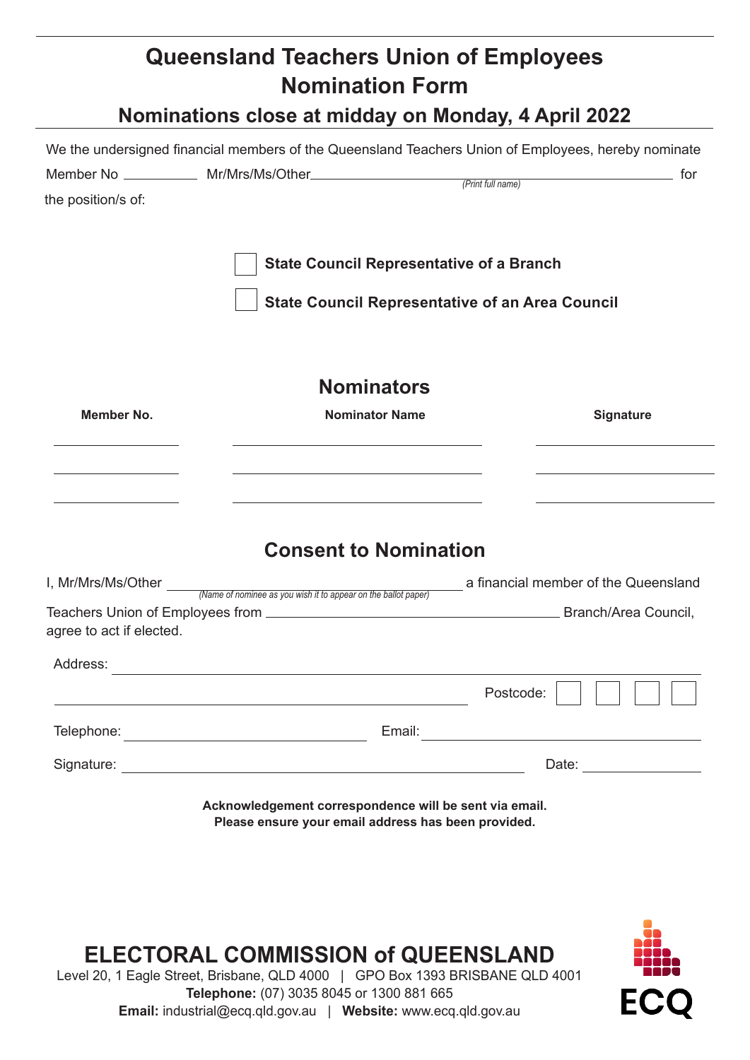# Queensland Teachers Union of Employees Nomination Form

## Nominations close at midday on Monday, 4 April 2022

We the undersigned financial members of the Queensland Teachers Union of Employees, hereby nominate

Member No __________ Mr/Mrs/Ms/Other ______________________________ for
*(Print full name)*

the position/s of:

☐ **State Council Representative of a Branch**

☐ **State Council Representative of an Area Council**

## Nominators

| Member No. | Nominator Name | Signature |
|---|---|---|
| | | |
| | | |
| | | |

## Consent to Nomination

I, Mr/Mrs/Ms/Other ______________________________ a financial member of the Queensland
*(Name of nominee as you wish it to appear on the ballot paper)*

Teachers Union of Employees from ______________________________ Branch/Area Council, agree to act if elected.

Address: ______________________________

______________________________ Postcode: ☐☐☐☐

Telephone: ______________________ Email: ______________________

Signature: ______________________ Date: ______________

**Acknowledgement correspondence will be sent via email.**
**Please ensure your email address has been provided.**

**ELECTORAL COMMISSION of QUEENSLAND**
Level 20, 1 Eagle Street, Brisbane, QLD 4000 | GPO Box 1393 BRISBANE QLD 4001
**Telephone:** (07) 3035 8045 or 1300 881 665
**Email:** industrial@ecq.qld.gov.au | **Website:** www.ecq.qld.gov.au

ECQ